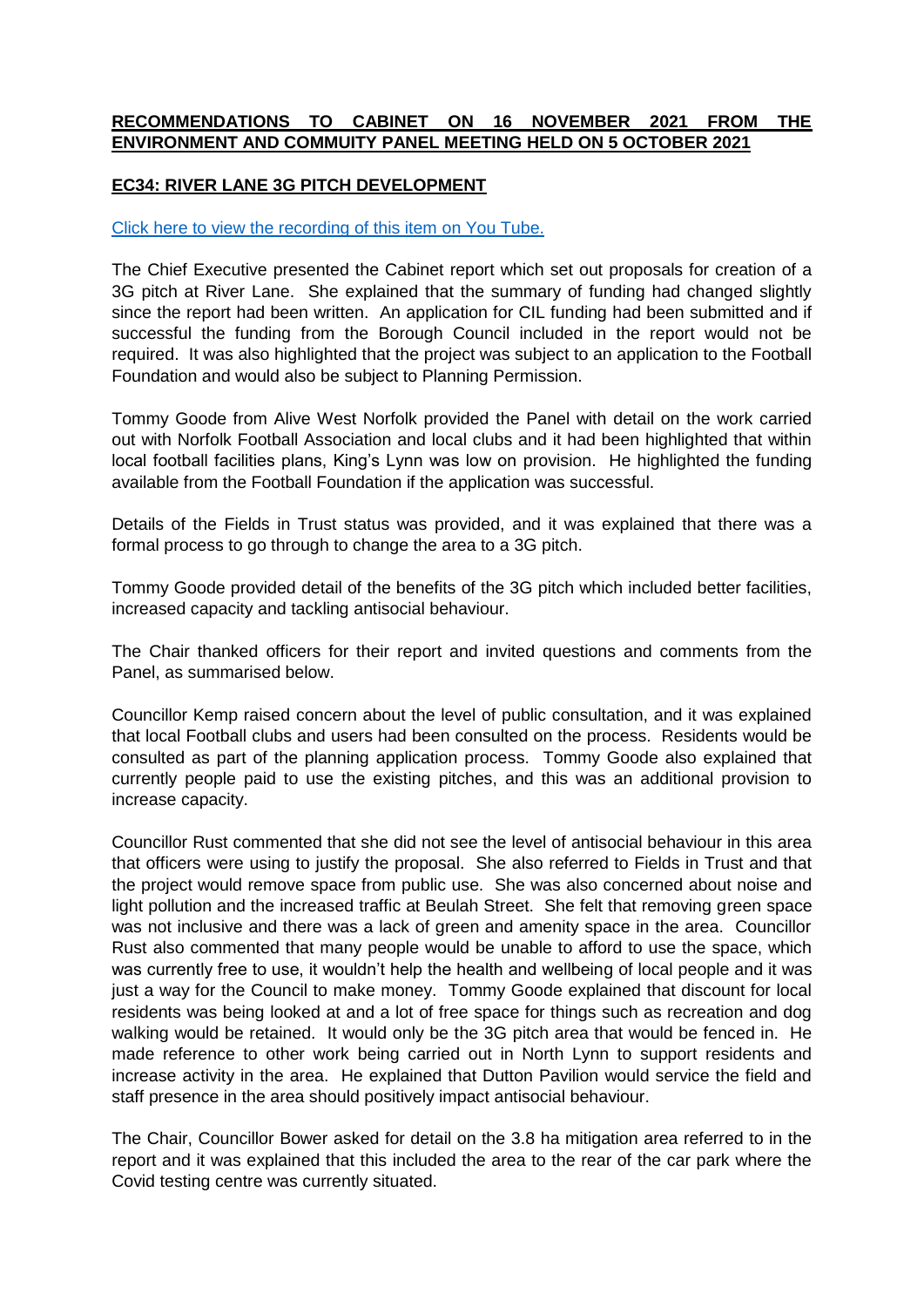**RECOMMENDATIONS TO CABINET ON 16 NOVEMBER 2021 FROM THE ENVIRONMENT AND COMMUITY PANEL MEETING HELD ON 5 OCTOBER 2021**

**EC34: RIVER LANE 3G PITCH DEVELOPMENT**

Click here to view the recording of this item on You Tube.

The Chief Executive presented the Cabinet report which set out proposals for creation of a 3G pitch at River Lane. She explained that the summary of funding had changed slightly since the report had been written. An application for CIL funding had been submitted and if successful the funding from the Borough Council included in the report would not be required. It was also highlighted that the project was subject to an application to the Football Foundation and would also be subject to Planning Permission.

Tommy Goode from Alive West Norfolk provided the Panel with detail on the work carried out with Norfolk Football Association and local clubs and it had been highlighted that within local football facilities plans, King's Lynn was low on provision. He highlighted the funding available from the Football Foundation if the application was successful.

Details of the Fields in Trust status was provided, and it was explained that there was a formal process to go through to change the area to a 3G pitch.

Tommy Goode provided detail of the benefits of the 3G pitch which included better facilities, increased capacity and tackling antisocial behaviour.

The Chair thanked officers for their report and invited questions and comments from the Panel, as summarised below.

Councillor Kemp raised concern about the level of public consultation, and it was explained that local Football clubs and users had been consulted on the process. Residents would be consulted as part of the planning application process. Tommy Goode also explained that currently people paid to use the existing pitches, and this was an additional provision to increase capacity.

Councillor Rust commented that she did not see the level of antisocial behaviour in this area that officers were using to justify the proposal. She also referred to Fields in Trust and that the project would remove space from public use. She was also concerned about noise and light pollution and the increased traffic at Beulah Street. She felt that removing green space was not inclusive and there was a lack of green and amenity space in the area. Councillor Rust also commented that many people would be unable to afford to use the space, which was currently free to use, it wouldn't help the health and wellbeing of local people and it was just a way for the Council to make money. Tommy Goode explained that discount for local residents was being looked at and a lot of free space for things such as recreation and dog walking would be retained. It would only be the 3G pitch area that would be fenced in. He made reference to other work being carried out in North Lynn to support residents and increase activity in the area. He explained that Dutton Pavilion would service the field and staff presence in the area should positively impact antisocial behaviour.

The Chair, Councillor Bower asked for detail on the 3.8 ha mitigation area referred to in the report and it was explained that this included the area to the rear of the car park where the Covid testing centre was currently situated.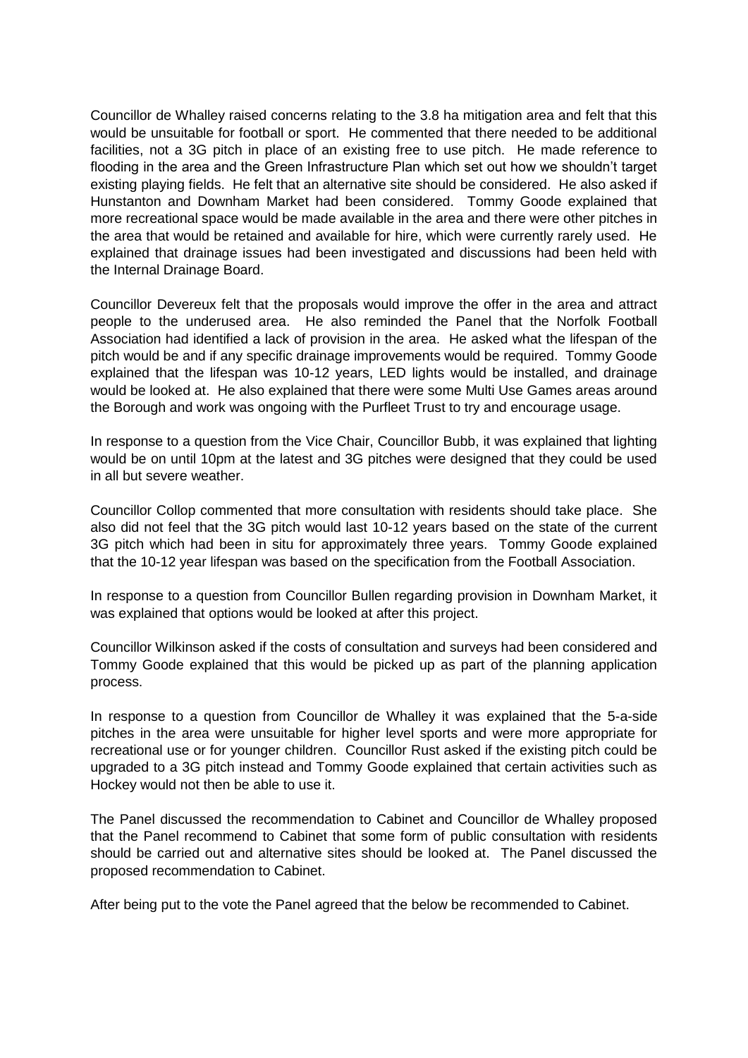Councillor de Whalley raised concerns relating to the 3.8 ha mitigation area and felt that this would be unsuitable for football or sport. He commented that there needed to be additional facilities, not a 3G pitch in place of an existing free to use pitch. He made reference to flooding in the area and the Green Infrastructure Plan which set out how we shouldn't target existing playing fields. He felt that an alternative site should be considered. He also asked if Hunstanton and Downham Market had been considered. Tommy Goode explained that more recreational space would be made available in the area and there were other pitches in the area that would be retained and available for hire, which were currently rarely used. He explained that drainage issues had been investigated and discussions had been held with the Internal Drainage Board.

Councillor Devereux felt that the proposals would improve the offer in the area and attract people to the underused area. He also reminded the Panel that the Norfolk Football Association had identified a lack of provision in the area. He asked what the lifespan of the pitch would be and if any specific drainage improvements would be required. Tommy Goode explained that the lifespan was 10-12 years, LED lights would be installed, and drainage would be looked at. He also explained that there were some Multi Use Games areas around the Borough and work was ongoing with the Purfleet Trust to try and encourage usage.

In response to a question from the Vice Chair, Councillor Bubb, it was explained that lighting would be on until 10pm at the latest and 3G pitches were designed that they could be used in all but severe weather.

Councillor Collop commented that more consultation with residents should take place. She also did not feel that the 3G pitch would last 10-12 years based on the state of the current 3G pitch which had been in situ for approximately three years. Tommy Goode explained that the 10-12 year lifespan was based on the specification from the Football Association.

In response to a question from Councillor Bullen regarding provision in Downham Market, it was explained that options would be looked at after this project.

Councillor Wilkinson asked if the costs of consultation and surveys had been considered and Tommy Goode explained that this would be picked up as part of the planning application process.

In response to a question from Councillor de Whalley it was explained that the 5-a-side pitches in the area were unsuitable for higher level sports and were more appropriate for recreational use or for younger children. Councillor Rust asked if the existing pitch could be upgraded to a 3G pitch instead and Tommy Goode explained that certain activities such as Hockey would not then be able to use it.

The Panel discussed the recommendation to Cabinet and Councillor de Whalley proposed that the Panel recommend to Cabinet that some form of public consultation with residents should be carried out and alternative sites should be looked at. The Panel discussed the proposed recommendation to Cabinet.

After being put to the vote the Panel agreed that the below be recommended to Cabinet.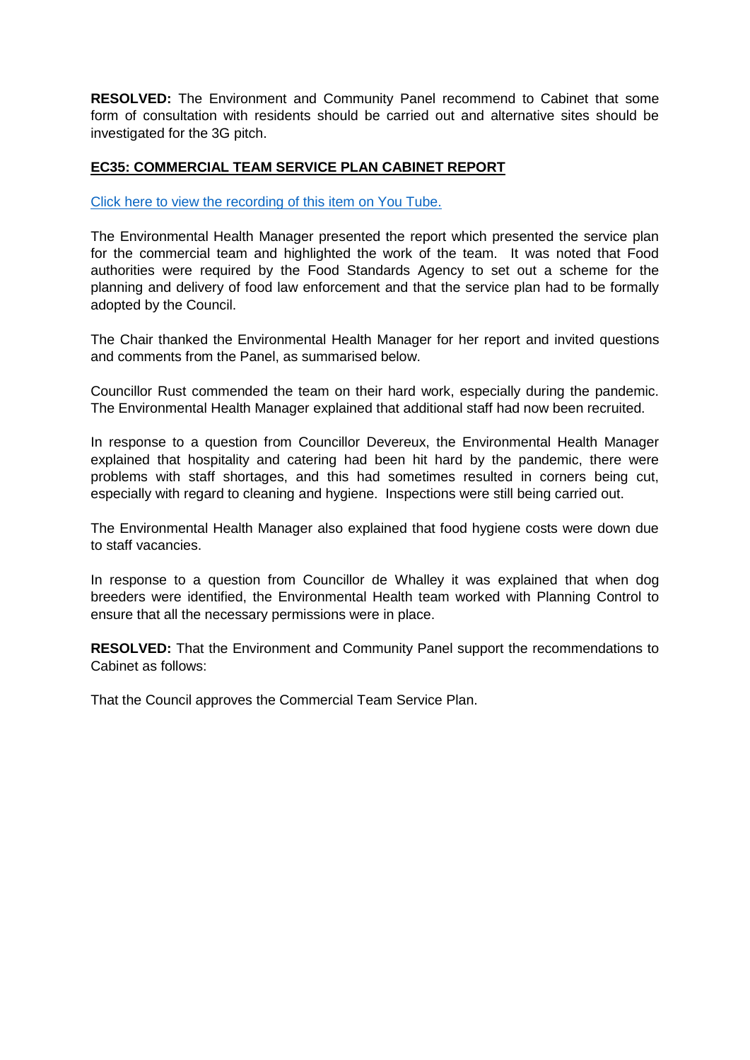**RESOLVED:** The Environment and Community Panel recommend to Cabinet that some form of consultation with residents should be carried out and alternative sites should be investigated for the 3G pitch.

## EC35: COMMERCIAL TEAM SERVICE PLAN CABINET REPORT

Click here to view the recording of this item on You Tube.

The Environmental Health Manager presented the report which presented the service plan for the commercial team and highlighted the work of the team. It was noted that Food authorities were required by the Food Standards Agency to set out a scheme for the planning and delivery of food law enforcement and that the service plan had to be formally adopted by the Council.

The Chair thanked the Environmental Health Manager for her report and invited questions and comments from the Panel, as summarised below.

Councillor Rust commended the team on their hard work, especially during the pandemic. The Environmental Health Manager explained that additional staff had now been recruited.

In response to a question from Councillor Devereux, the Environmental Health Manager explained that hospitality and catering had been hit hard by the pandemic, there were problems with staff shortages, and this had sometimes resulted in corners being cut, especially with regard to cleaning and hygiene. Inspections were still being carried out.

The Environmental Health Manager also explained that food hygiene costs were down due to staff vacancies.

In response to a question from Councillor de Whalley it was explained that when dog breeders were identified, the Environmental Health team worked with Planning Control to ensure that all the necessary permissions were in place.

**RESOLVED:** That the Environment and Community Panel support the recommendations to Cabinet as follows:

That the Council approves the Commercial Team Service Plan.